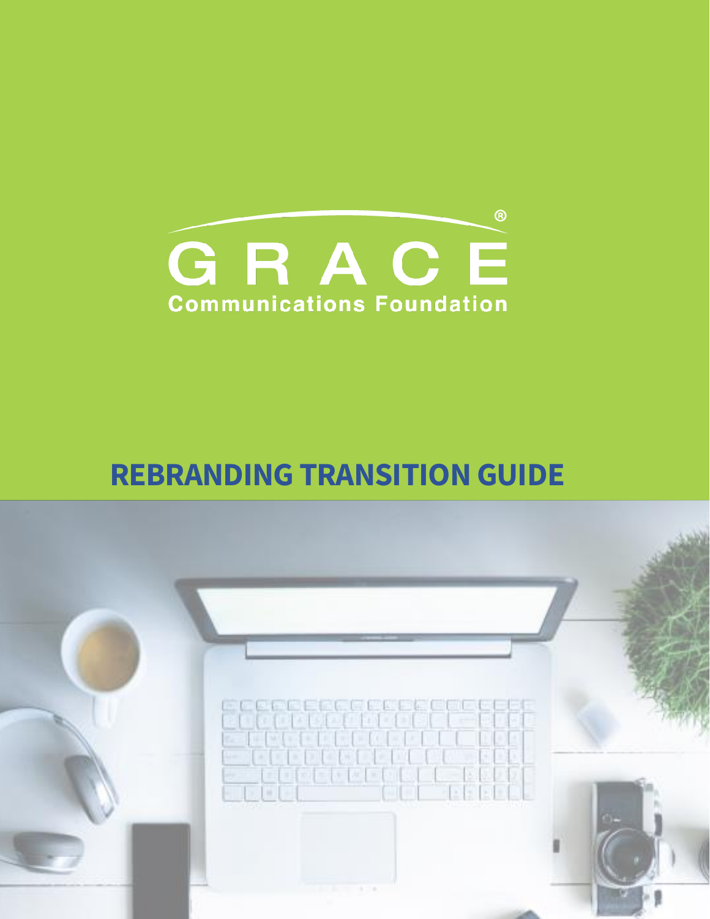GRACE®

Communications Foundation

# REBRANDING TRANSITION GUIDE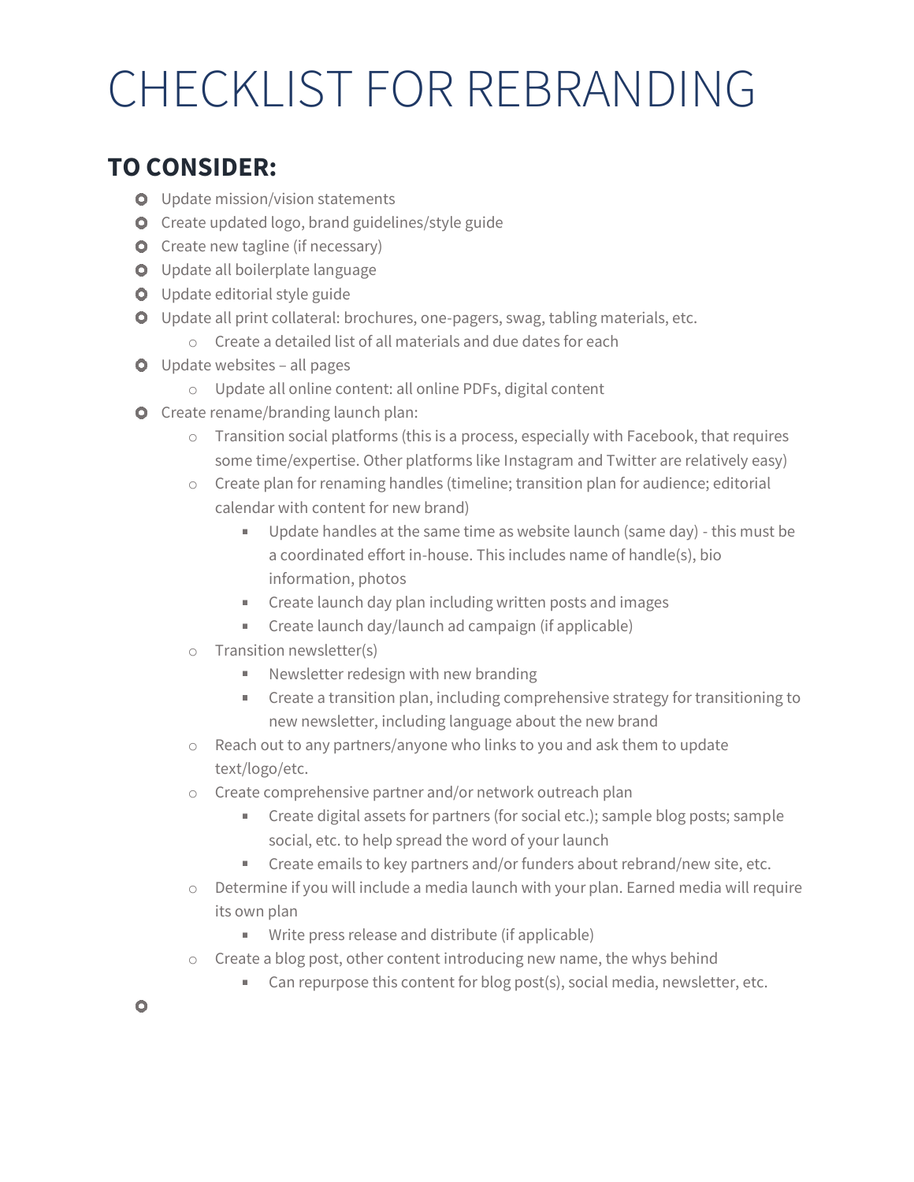# CHECKLIST FOR REBRANDING

## TO CONSIDER:

- Update mission/vision statements
- Create updated logo, brand guidelines/style guide
- Create new tagline (if necessary)
- Update all boilerplate language
- Update editorial style guide
- Update all print collateral: brochures, one-pagers, swag, tabling materials, etc.
  - Create a detailed list of all materials and due dates for each
- Update websites – all pages
  - Update all online content: all online PDFs, digital content
- Create rename/branding launch plan:
  - Transition social platforms (this is a process, especially with Facebook, that requires some time/expertise. Other platforms like Instagram and Twitter are relatively easy)
  - Create plan for renaming handles (timeline; transition plan for audience; editorial calendar with content for new brand)
    - Update handles at the same time as website launch (same day) - this must be a coordinated effort in-house. This includes name of handle(s), bio information, photos
    - Create launch day plan including written posts and images
    - Create launch day/launch ad campaign (if applicable)
  - Transition newsletter(s)
    - Newsletter redesign with new branding
    - Create a transition plan, including comprehensive strategy for transitioning to new newsletter, including language about the new brand
  - Reach out to any partners/anyone who links to you and ask them to update text/logo/etc.
  - Create comprehensive partner and/or network outreach plan
    - Create digital assets for partners (for social etc.); sample blog posts; sample social, etc. to help spread the word of your launch
    - Create emails to key partners and/or funders about rebrand/new site, etc.
  - Determine if you will include a media launch with your plan. Earned media will require its own plan
    - Write press release and distribute (if applicable)
  - Create a blog post, other content introducing new name, the whys behind
    - Can repurpose this content for blog post(s), social media, newsletter, etc.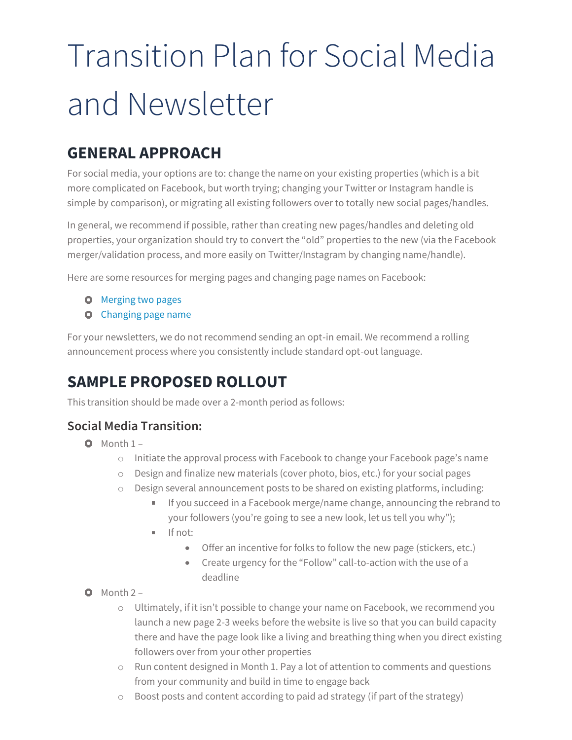# Transition Plan for Social Media and Newsletter

## GENERAL APPROACH

For social media, your options are to: change the name on your existing properties (which is a bit more complicated on Facebook, but worth trying; changing your Twitter or Instagram handle is simple by comparison), or migrating all existing followers over to totally new social pages/handles.

In general, we recommend if possible, rather than creating new pages/handles and deleting old properties, your organization should try to convert the "old" properties to the new (via the Facebook merger/validation process, and more easily on Twitter/Instagram by changing name/handle).

Here are some resources for merging pages and changing page names on Facebook:

- Merging two pages
- Changing page name

For your newsletters, we do not recommend sending an opt-in email. We recommend a rolling announcement process where you consistently include standard opt-out language.

## SAMPLE PROPOSED ROLLOUT

This transition should be made over a 2-month period as follows:

### Social Media Transition:

- Month 1 –
  - Initiate the approval process with Facebook to change your Facebook page's name
  - Design and finalize new materials (cover photo, bios, etc.) for your social pages
  - Design several announcement posts to be shared on existing platforms, including:
    - If you succeed in a Facebook merge/name change, announcing the rebrand to your followers (you're going to see a new look, let us tell you why");
    - If not:
      - Offer an incentive for folks to follow the new page (stickers, etc.)
      - Create urgency for the "Follow" call-to-action with the use of a deadline
- Month 2 –
  - Ultimately, if it isn't possible to change your name on Facebook, we recommend you launch a new page 2-3 weeks before the website is live so that you can build capacity there and have the page look like a living and breathing thing when you direct existing followers over from your other properties
  - Run content designed in Month 1. Pay a lot of attention to comments and questions from your community and build in time to engage back
  - Boost posts and content according to paid ad strategy (if part of the strategy)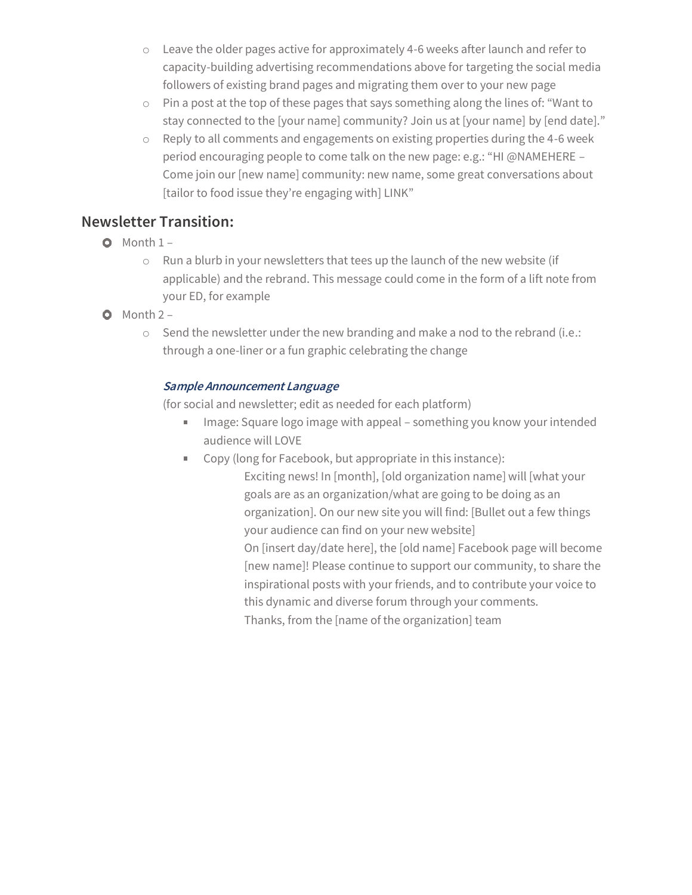- Leave the older pages active for approximately 4-6 weeks after launch and refer to capacity-building advertising recommendations above for targeting the social media followers of existing brand pages and migrating them over to your new page
   - Pin a post at the top of these pages that says something along the lines of: "Want to stay connected to the [your name] community? Join us at [your name] by [end date]."
   - Reply to all comments and engagements on existing properties during the 4-6 week period encouraging people to come talk on the new page: e.g.: "HI @NAMEHERE – Come join our [new name] community: new name, some great conversations about [tailor to food issue they're engaging with] LINK"

## Newsletter Transition:

- Month 1 –
  - Run a blurb in your newsletters that tees up the launch of the new website (if applicable) and the rebrand. This message could come in the form of a lift note from your ED, for example
- Month 2 –
  - Send the newsletter under the new branding and make a nod to the rebrand (i.e.: through a one-liner or a fun graphic celebrating the change

    ***Sample Announcement Language***

    (for social and newsletter; edit as needed for each platform)

    - Image: Square logo image with appeal – something you know your intended audience will LOVE
    - Copy (long for Facebook, but appropriate in this instance):

        Exciting news! In [month], [old organization name] will [what your goals are as an organization/what are going to be doing as an organization]. On our new site you will find: [Bullet out a few things your audience can find on your new website]

        On [insert day/date here], the [old name] Facebook page will become [new name]! Please continue to support our community, to share the inspirational posts with your friends, and to contribute your voice to this dynamic and diverse forum through your comments.

        Thanks, from the [name of the organization] team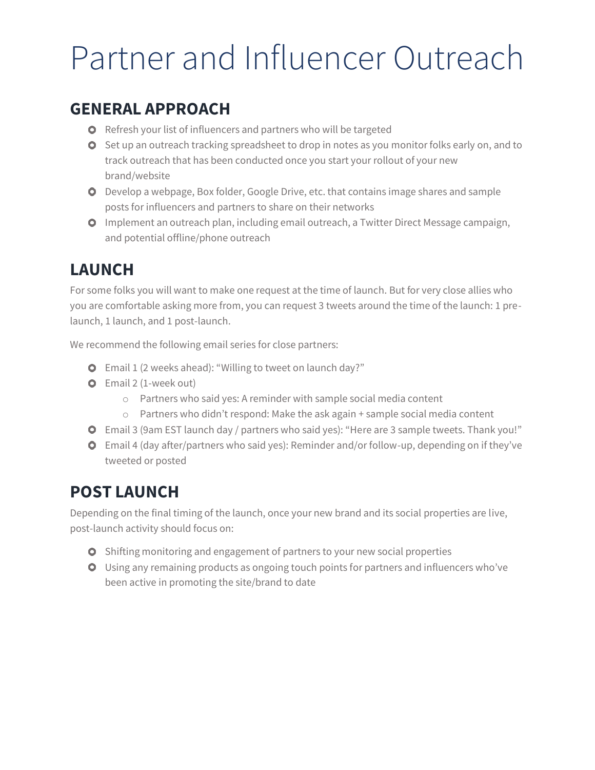# Partner and Influencer Outreach

## GENERAL APPROACH

- Refresh your list of influencers and partners who will be targeted
- Set up an outreach tracking spreadsheet to drop in notes as you monitor folks early on, and to track outreach that has been conducted once you start your rollout of your new brand/website
- Develop a webpage, Box folder, Google Drive, etc. that contains image shares and sample posts for influencers and partners to share on their networks
- Implement an outreach plan, including email outreach, a Twitter Direct Message campaign, and potential offline/phone outreach

## LAUNCH

For some folks you will want to make one request at the time of launch. But for very close allies who you are comfortable asking more from, you can request 3 tweets around the time of the launch: 1 pre-launch, 1 launch, and 1 post-launch.

We recommend the following email series for close partners:

- Email 1 (2 weeks ahead): "Willing to tweet on launch day?"
- Email 2 (1-week out)
  - Partners who said yes: A reminder with sample social media content
  - Partners who didn't respond: Make the ask again + sample social media content
- Email 3 (9am EST launch day / partners who said yes): "Here are 3 sample tweets. Thank you!"
- Email 4 (day after/partners who said yes): Reminder and/or follow-up, depending on if they've tweeted or posted

## POST LAUNCH

Depending on the final timing of the launch, once your new brand and its social properties are live, post-launch activity should focus on:

- Shifting monitoring and engagement of partners to your new social properties
- Using any remaining products as ongoing touch points for partners and influencers who've been active in promoting the site/brand to date